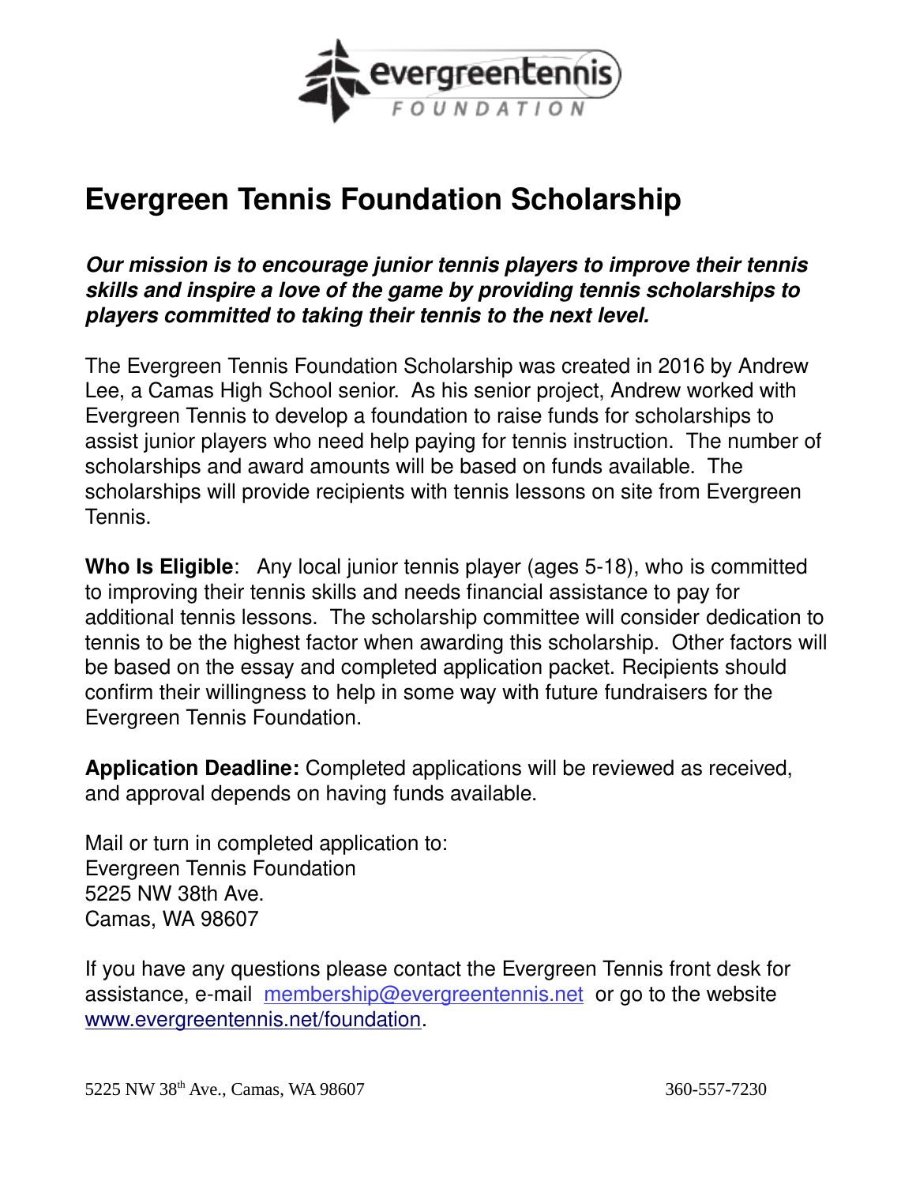# Evergreen Tennis Foundation Scholarship

***Our mission is to encourage junior tennis players to improve their tennis skills and inspire a love of the game by providing tennis scholarships to players committed to taking their tennis to the next level.***

The Evergreen Tennis Foundation Scholarship was created in 2016 by Andrew Lee, a Camas High School senior. As his senior project, Andrew worked with Evergreen Tennis to develop a foundation to raise funds for scholarships to assist junior players who need help paying for tennis instruction. The number of scholarships and award amounts will be based on funds available. The scholarships will provide recipients with tennis lessons on site from Evergreen Tennis.

**Who Is Eligible**: Any local junior tennis player (ages 5-18), who is committed to improving their tennis skills and needs financial assistance to pay for additional tennis lessons. The scholarship committee will consider dedication to tennis to be the highest factor when awarding this scholarship. Other factors will be based on the essay and completed application packet. Recipients should confirm their willingness to help in some way with future fundraisers for the Evergreen Tennis Foundation.

**Application Deadline:** Completed applications will be reviewed as received, and approval depends on having funds available.

Mail or turn in completed application to:
Evergreen Tennis Foundation
5225 NW 38th Ave.
Camas, WA 98607

If you have any questions please contact the Evergreen Tennis front desk for assistance, e-mail membership@evergreentennis.net or go to the website www.evergreentennis.net/foundation.

5225 NW 38th Ave., Camas, WA 98607 360-557-7230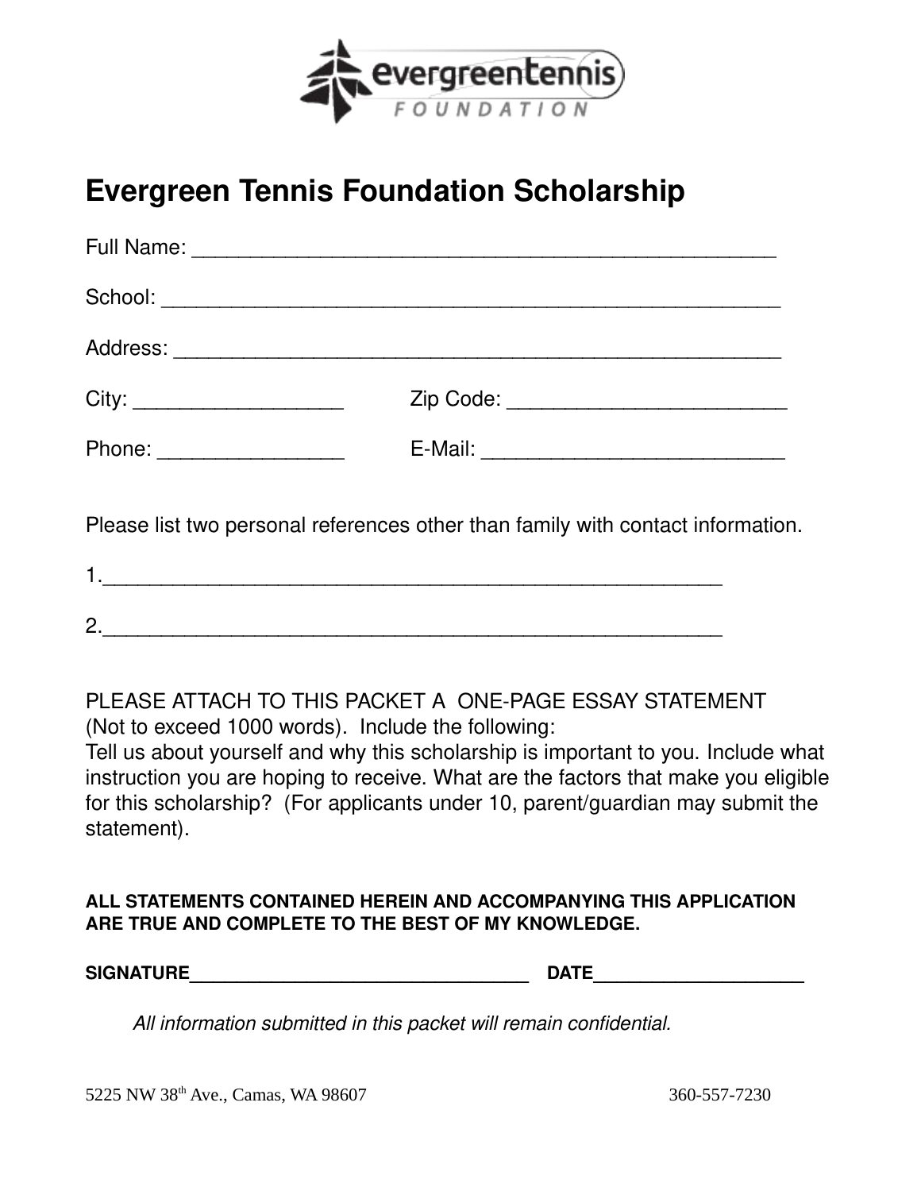# Evergreen Tennis Foundation Scholarship

Full Name: ___________________________________________________

School: ______________________________________________________

Address: _____________________________________________________

City: ___________________ Zip Code: _________________________

Phone: _________________ E-Mail: ___________________________

Please list two personal references other than family with contact information.

1.________________________________________________________

2.________________________________________________________

PLEASE ATTACH TO THIS PACKET A ONE-PAGE ESSAY STATEMENT (Not to exceed 1000 words). Include the following:
Tell us about yourself and why this scholarship is important to you. Include what instruction you are hoping to receive. What are the factors that make you eligible for this scholarship? (For applicants under 10, parent/guardian may submit the statement).

**ALL STATEMENTS CONTAINED HEREIN AND ACCOMPANYING THIS APPLICATION ARE TRUE AND COMPLETE TO THE BEST OF MY KNOWLEDGE.**

**SIGNATURE**_________________________________ **DATE**____________________

*All information submitted in this packet will remain confidential.*

5225 NW 38th Ave., Camas, WA 98607 360-557-7230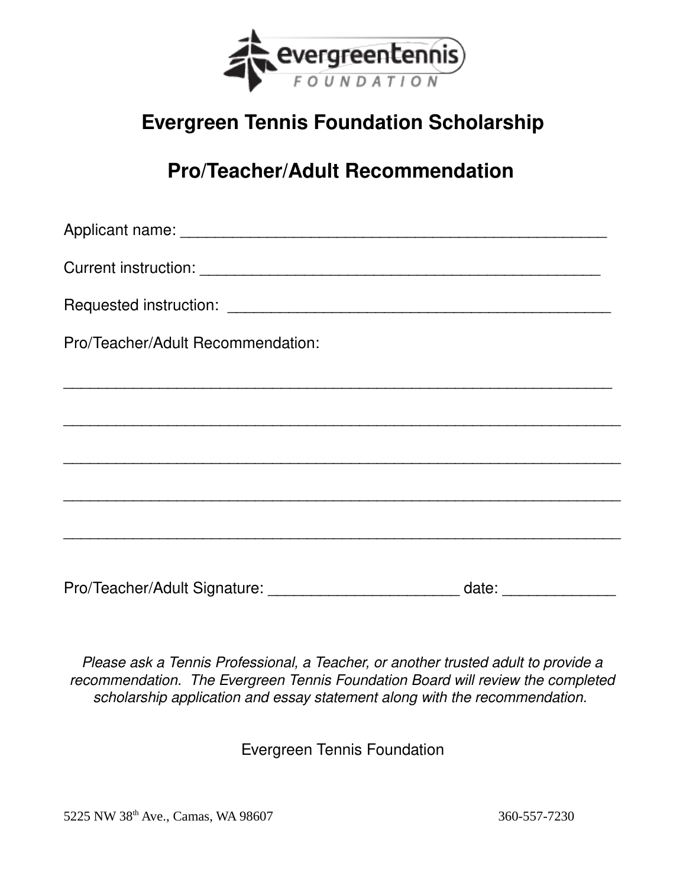# Evergreen Tennis Foundation Scholarship

## Pro/Teacher/Adult Recommendation

Applicant name: ___________________________________________________

Current instruction: ________________________________________________

Requested instruction: ______________________________________________

Pro/Teacher/Adult Recommendation:

_________________________________________________________________

_________________________________________________________________

_________________________________________________________________

_________________________________________________________________

_________________________________________________________________

Pro/Teacher/Adult Signature: ______________________ date: _____________

*Please ask a Tennis Professional, a Teacher, or another trusted adult to provide a recommendation. The Evergreen Tennis Foundation Board will review the completed scholarship application and essay statement along with the recommendation.*

Evergreen Tennis Foundation

5225 NW 38th Ave., Camas, WA 98607 360-557-7230